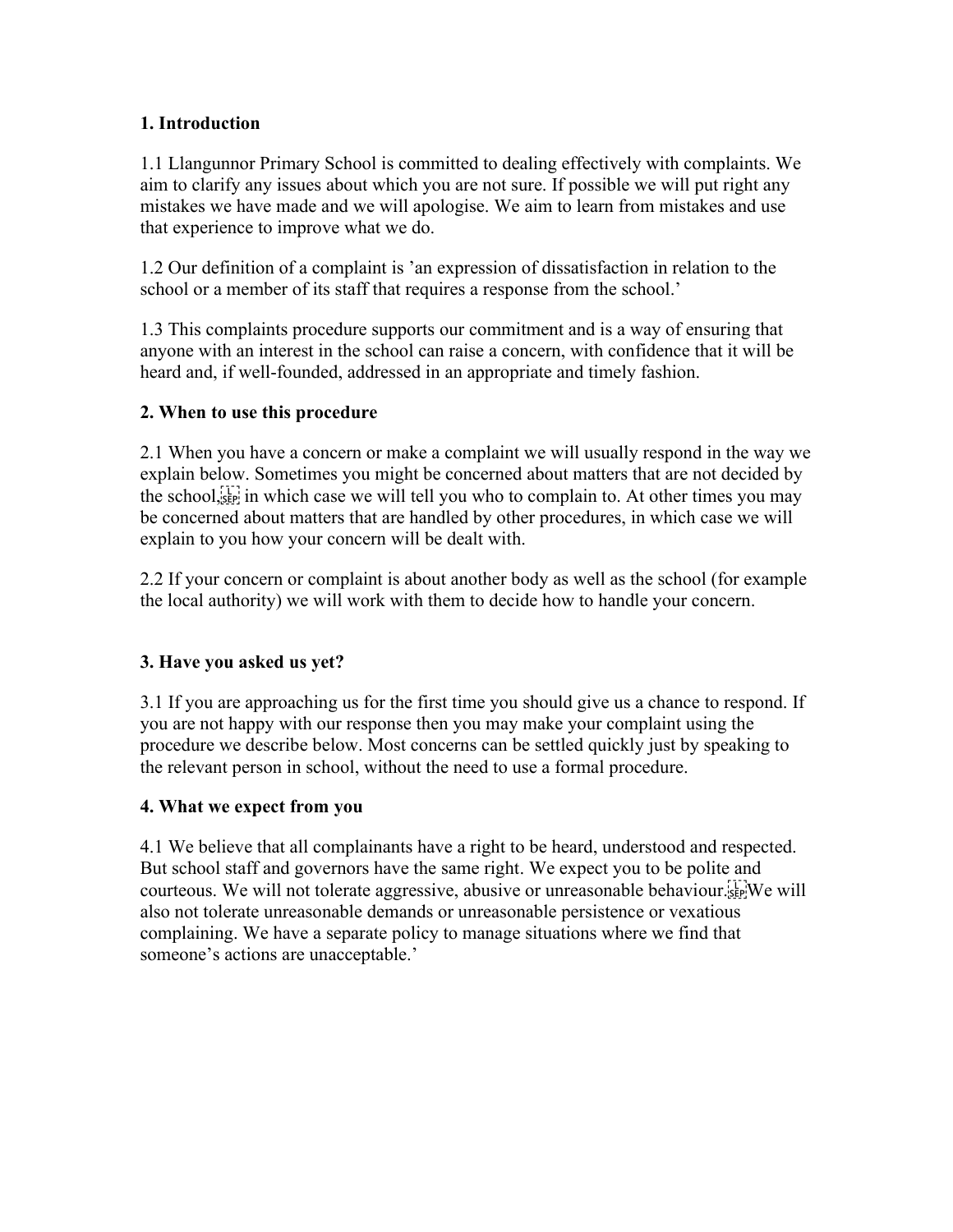**1. Introduction**

1.1 Llangunnor Primary School is committed to dealing effectively with complaints. We aim to clarify any issues about which you are not sure. If possible we will put right any mistakes we have made and we will apologise. We aim to learn from mistakes and use that experience to improve what we do.

1.2 Our definition of a complaint is 'an expression of dissatisfaction in relation to the school or a member of its staff that requires a response from the school.'

1.3 This complaints procedure supports our commitment and is a way of ensuring that anyone with an interest in the school can raise a concern, with confidence that it will be heard and, if well-founded, addressed in an appropriate and timely fashion.

**2. When to use this procedure**

2.1 When you have a concern or make a complaint we will usually respond in the way we explain below. Sometimes you might be concerned about matters that are not decided by the school, in which case we will tell you who to complain to. At other times you may be concerned about matters that are handled by other procedures, in which case we will explain to you how your concern will be dealt with.

2.2 If your concern or complaint is about another body as well as the school (for example the local authority) we will work with them to decide how to handle your concern.

**3. Have you asked us yet?**

3.1 If you are approaching us for the first time you should give us a chance to respond. If you are not happy with our response then you may make your complaint using the procedure we describe below. Most concerns can be settled quickly just by speaking to the relevant person in school, without the need to use a formal procedure.

**4. What we expect from you**

4.1 We believe that all complainants have a right to be heard, understood and respected. But school staff and governors have the same right. We expect you to be polite and courteous. We will not tolerate aggressive, abusive or unreasonable behaviour. We will also not tolerate unreasonable demands or unreasonable persistence or vexatious complaining. We have a separate policy to manage situations where we find that someone's actions are unacceptable.'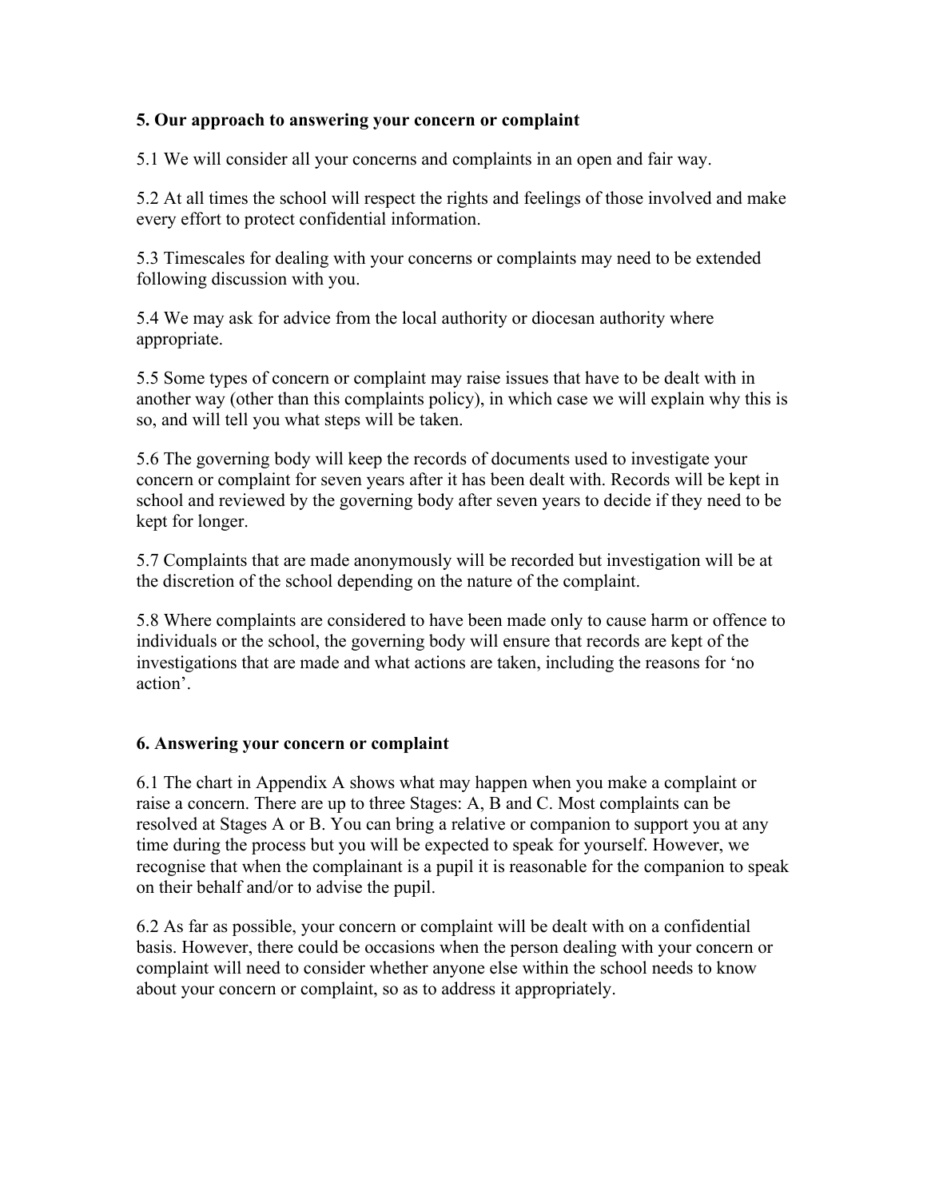## 5. Our approach to answering your concern or complaint

5.1 We will consider all your concerns and complaints in an open and fair way.

5.2 At all times the school will respect the rights and feelings of those involved and make every effort to protect confidential information.

5.3 Timescales for dealing with your concerns or complaints may need to be extended following discussion with you.

5.4 We may ask for advice from the local authority or diocesan authority where appropriate.

5.5 Some types of concern or complaint may raise issues that have to be dealt with in another way (other than this complaints policy), in which case we will explain why this is so, and will tell you what steps will be taken.

5.6 The governing body will keep the records of documents used to investigate your concern or complaint for seven years after it has been dealt with. Records will be kept in school and reviewed by the governing body after seven years to decide if they need to be kept for longer.

5.7 Complaints that are made anonymously will be recorded but investigation will be at the discretion of the school depending on the nature of the complaint.

5.8 Where complaints are considered to have been made only to cause harm or offence to individuals or the school, the governing body will ensure that records are kept of the investigations that are made and what actions are taken, including the reasons for 'no action'.

## 6. Answering your concern or complaint

6.1 The chart in Appendix A shows what may happen when you make a complaint or raise a concern. There are up to three Stages: A, B and C. Most complaints can be resolved at Stages A or B. You can bring a relative or companion to support you at any time during the process but you will be expected to speak for yourself. However, we recognise that when the complainant is a pupil it is reasonable for the companion to speak on their behalf and/or to advise the pupil.

6.2 As far as possible, your concern or complaint will be dealt with on a confidential basis. However, there could be occasions when the person dealing with your concern or complaint will need to consider whether anyone else within the school needs to know about your concern or complaint, so as to address it appropriately.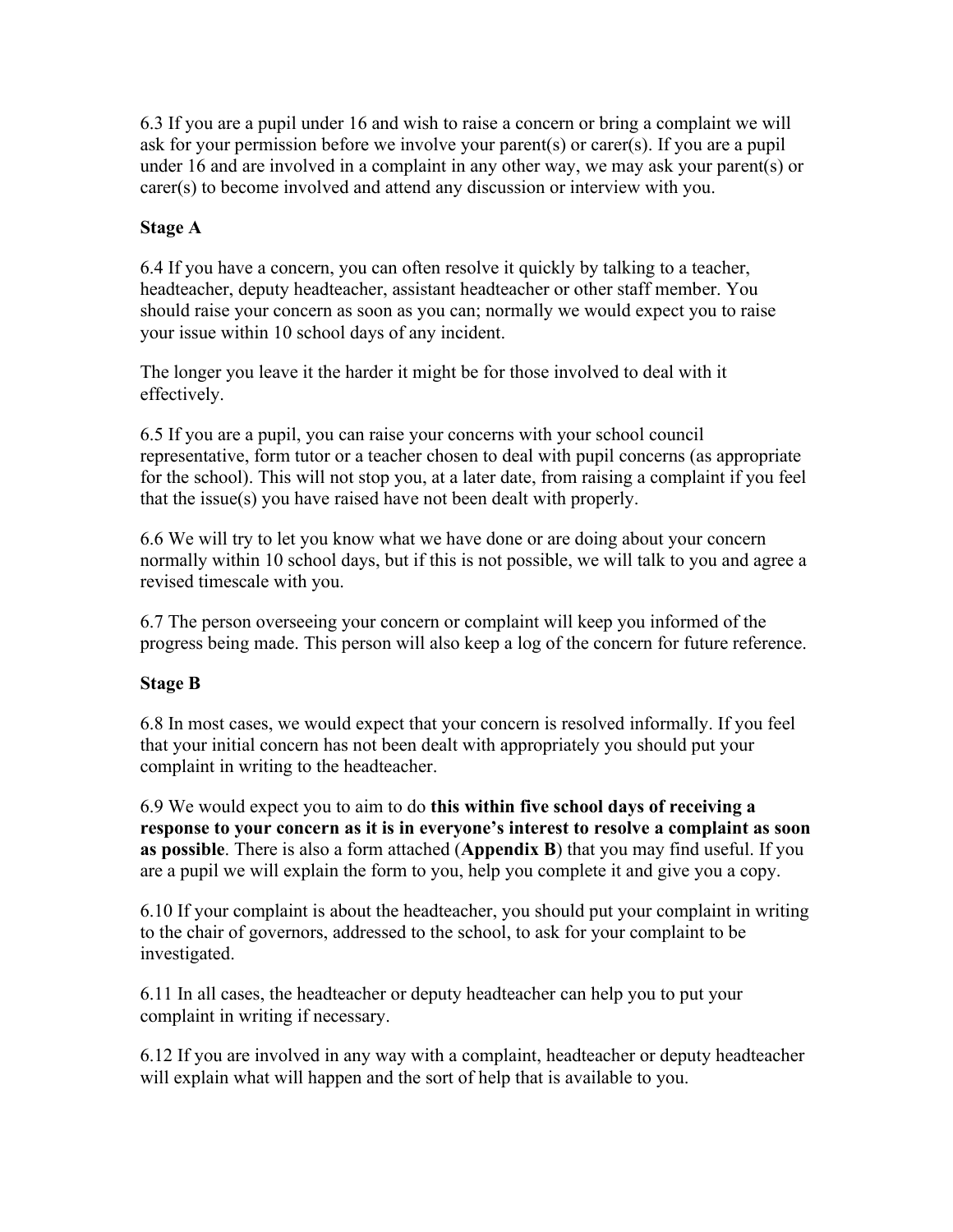6.3 If you are a pupil under 16 and wish to raise a concern or bring a complaint we will ask for your permission before we involve your parent(s) or carer(s). If you are a pupil under 16 and are involved in a complaint in any other way, we may ask your parent(s) or carer(s) to become involved and attend any discussion or interview with you.

**Stage A**

6.4 If you have a concern, you can often resolve it quickly by talking to a teacher, headteacher, deputy headteacher, assistant headteacher or other staff member. You should raise your concern as soon as you can; normally we would expect you to raise your issue within 10 school days of any incident.

The longer you leave it the harder it might be for those involved to deal with it effectively.

6.5 If you are a pupil, you can raise your concerns with your school council representative, form tutor or a teacher chosen to deal with pupil concerns (as appropriate for the school). This will not stop you, at a later date, from raising a complaint if you feel that the issue(s) you have raised have not been dealt with properly.

6.6 We will try to let you know what we have done or are doing about your concern normally within 10 school days, but if this is not possible, we will talk to you and agree a revised timescale with you.

6.7 The person overseeing your concern or complaint will keep you informed of the progress being made. This person will also keep a log of the concern for future reference.

**Stage B**

6.8 In most cases, we would expect that your concern is resolved informally. If you feel that your initial concern has not been dealt with appropriately you should put your complaint in writing to the headteacher.

6.9 We would expect you to aim to do **this within five school days of receiving a response to your concern as it is in everyone's interest to resolve a complaint as soon as possible**. There is also a form attached (**Appendix B**) that you may find useful. If you are a pupil we will explain the form to you, help you complete it and give you a copy.

6.10 If your complaint is about the headteacher, you should put your complaint in writing to the chair of governors, addressed to the school, to ask for your complaint to be investigated.

6.11 In all cases, the headteacher or deputy headteacher can help you to put your complaint in writing if necessary.

6.12 If you are involved in any way with a complaint, headteacher or deputy headteacher will explain what will happen and the sort of help that is available to you.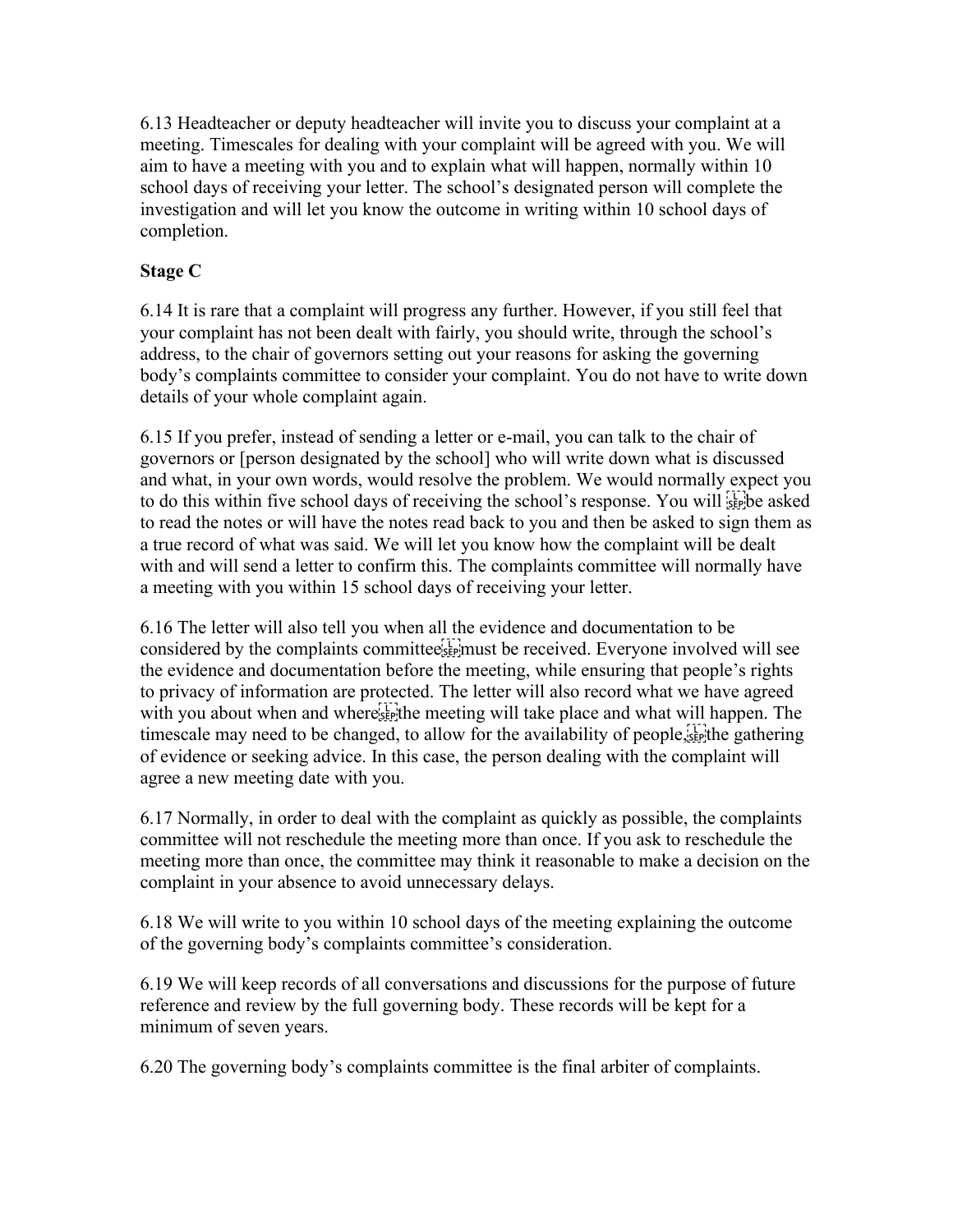6.13 Headteacher or deputy headteacher will invite you to discuss your complaint at a meeting. Timescales for dealing with your complaint will be agreed with you. We will aim to have a meeting with you and to explain what will happen, normally within 10 school days of receiving your letter. The school's designated person will complete the investigation and will let you know the outcome in writing within 10 school days of completion.

**Stage C**

6.14 It is rare that a complaint will progress any further. However, if you still feel that your complaint has not been dealt with fairly, you should write, through the school's address, to the chair of governors setting out your reasons for asking the governing body's complaints committee to consider your complaint. You do not have to write down details of your whole complaint again.

6.15 If you prefer, instead of sending a letter or e-mail, you can talk to the chair of governors or [person designated by the school] who will write down what is discussed and what, in your own words, would resolve the problem. We would normally expect you to do this within five school days of receiving the school's response. You will be asked to read the notes or will have the notes read back to you and then be asked to sign them as a true record of what was said. We will let you know how the complaint will be dealt with and will send a letter to confirm this. The complaints committee will normally have a meeting with you within 15 school days of receiving your letter.

6.16 The letter will also tell you when all the evidence and documentation to be considered by the complaints committee must be received. Everyone involved will see the evidence and documentation before the meeting, while ensuring that people's rights to privacy of information are protected. The letter will also record what we have agreed with you about when and where the meeting will take place and what will happen. The timescale may need to be changed, to allow for the availability of people, the gathering of evidence or seeking advice. In this case, the person dealing with the complaint will agree a new meeting date with you.

6.17 Normally, in order to deal with the complaint as quickly as possible, the complaints committee will not reschedule the meeting more than once. If you ask to reschedule the meeting more than once, the committee may think it reasonable to make a decision on the complaint in your absence to avoid unnecessary delays.

6.18 We will write to you within 10 school days of the meeting explaining the outcome of the governing body's complaints committee's consideration.

6.19 We will keep records of all conversations and discussions for the purpose of future reference and review by the full governing body. These records will be kept for a minimum of seven years.

6.20 The governing body's complaints committee is the final arbiter of complaints.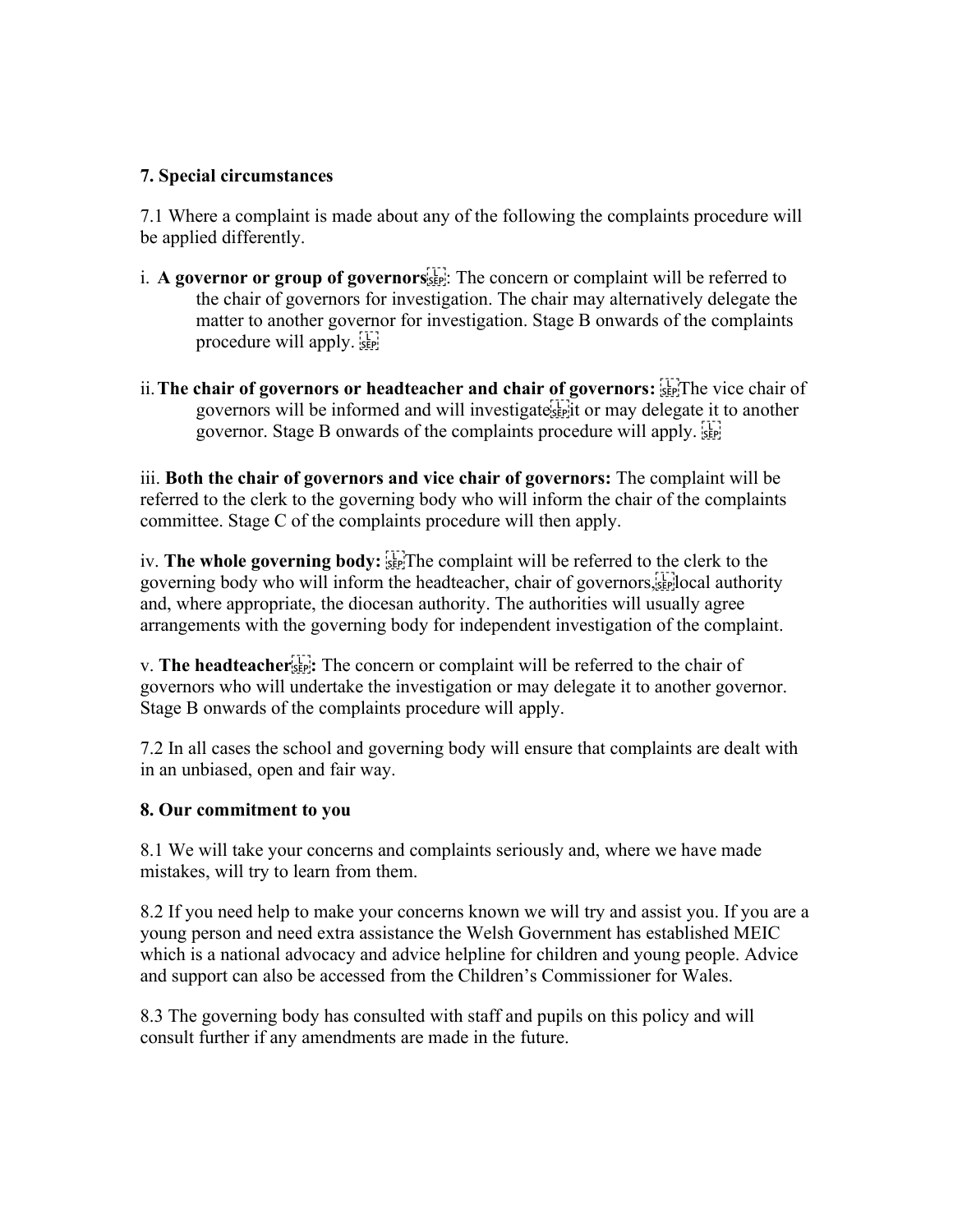## 7. Special circumstances

7.1 Where a complaint is made about any of the following the complaints procedure will be applied differently.

i. **A governor or group of governors**: The concern or complaint will be referred to the chair of governors for investigation. The chair may alternatively delegate the matter to another governor for investigation. Stage B onwards of the complaints procedure will apply.

ii. **The chair of governors or headteacher and chair of governors:** The vice chair of governors will be informed and will investigate it or may delegate it to another governor. Stage B onwards of the complaints procedure will apply.

iii. **Both the chair of governors and vice chair of governors:** The complaint will be referred to the clerk to the governing body who will inform the chair of the complaints committee. Stage C of the complaints procedure will then apply.

iv. **The whole governing body:** The complaint will be referred to the clerk to the governing body who will inform the headteacher, chair of governors, local authority and, where appropriate, the diocesan authority. The authorities will usually agree arrangements with the governing body for independent investigation of the complaint.

v. **The headteacher:** The concern or complaint will be referred to the chair of governors who will undertake the investigation or may delegate it to another governor. Stage B onwards of the complaints procedure will apply.

7.2 In all cases the school and governing body will ensure that complaints are dealt with in an unbiased, open and fair way.

## 8. Our commitment to you

8.1 We will take your concerns and complaints seriously and, where we have made mistakes, will try to learn from them.

8.2 If you need help to make your concerns known we will try and assist you. If you are a young person and need extra assistance the Welsh Government has established MEIC which is a national advocacy and advice helpline for children and young people. Advice and support can also be accessed from the Children's Commissioner for Wales.

8.3 The governing body has consulted with staff and pupils on this policy and will consult further if any amendments are made in the future.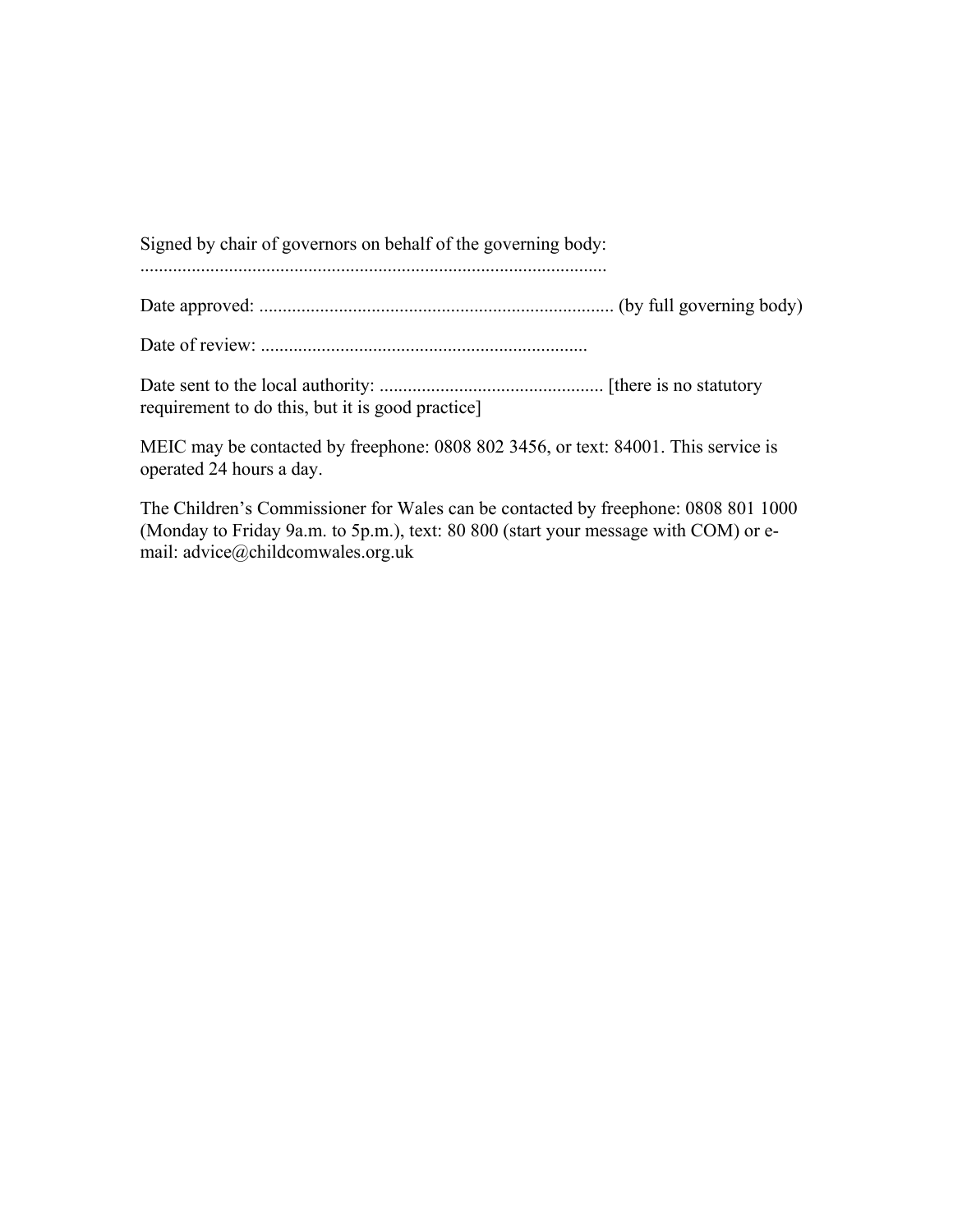Signed by chair of governors on behalf of the governing body:
....................................................................................................

Date approved: ........................................................................... (by full governing body)

Date of review: .....................................................................

Date sent to the local authority: ................................................ [there is no statutory requirement to do this, but it is good practice]

MEIC may be contacted by freephone: 0808 802 3456, or text: 84001. This service is operated 24 hours a day.

The Children's Commissioner for Wales can be contacted by freephone: 0808 801 1000 (Monday to Friday 9a.m. to 5p.m.), text: 80 800 (start your message with COM) or e-mail: advice@childcomwales.org.uk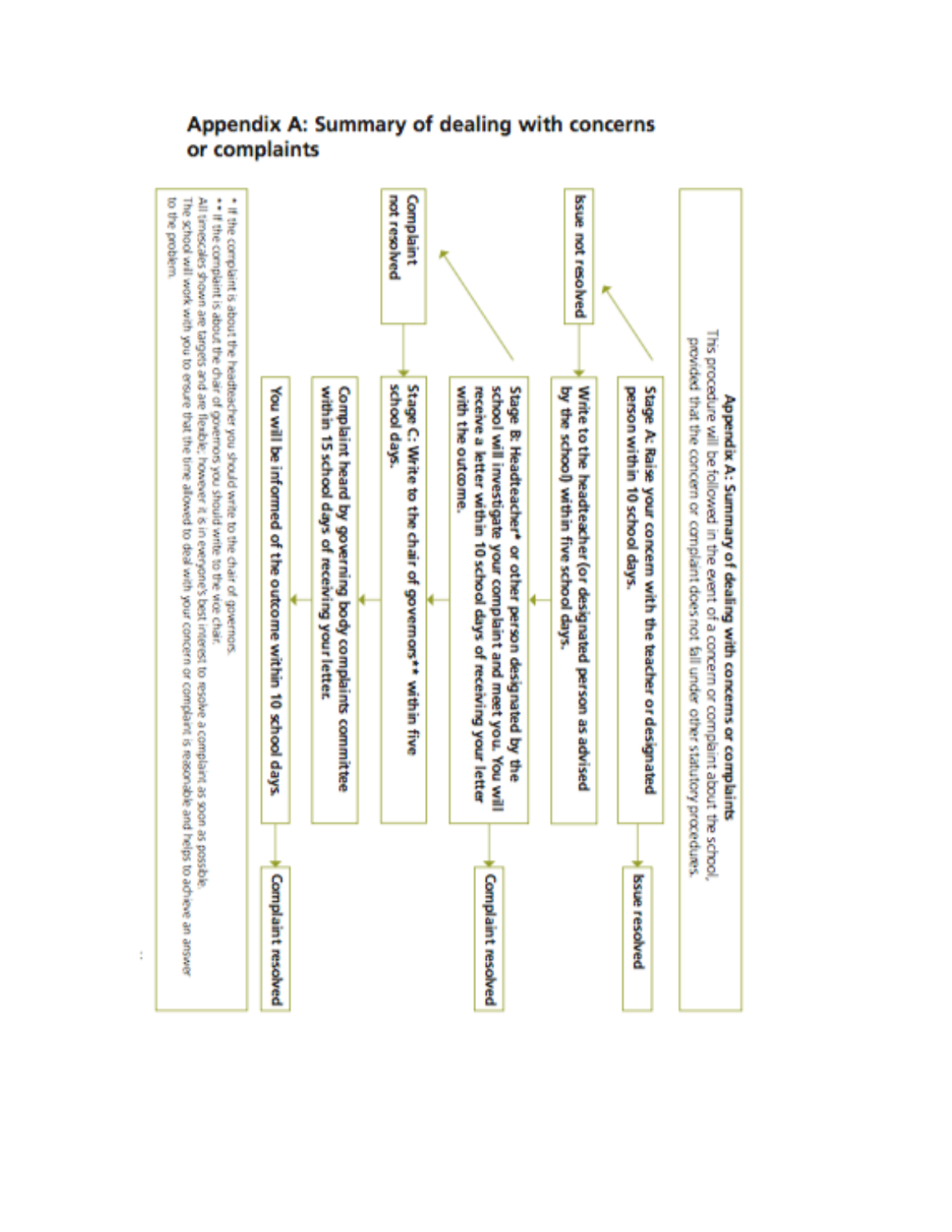## Appendix A: Summary of dealing with concerns or complaints

**Appendix A: Summary of dealing with concerns or complaints**

This procedure will be followed in the event of a concern or complaint about the school, provided that the concern or complaint does not fall under other statutory procedures.

**Stage A: Raise your concern with the teacher or designated person within 10 school days.**

→ Issue resolved

→ **Issue not resolved**

**Write to the headteacher (or designated person as advised by the school) within five school days.**

**Stage B: Headteacher\* or other person designated by the school will investigate your complaint and meet you. You will receive a letter within 10 school days of receiving your letter with the outcome.**

→ **Complaint resolved**

→ **Complaint not resolved**

**Stage C: Write to the chair of governors\*\* within five school days.**

**Complaint heard by governing body complaints committee within 15 school days of receiving your letter.**

**You will be informed of the outcome within 10 school days.**

→ **Complaint resolved**

\* If the complaint is about the headteacher you should write to the chair of governors.

\*\* If the complaint is about the chair of governors you should write to the vice chair.

All timescales shown are targets and are flexible; however it is in everyone's best interest to resolve a complaint as soon as possible.

The school will work with you to ensure that the time allowed to deal with your concern or complaint is reasonable and helps to achieve an answer to the problem.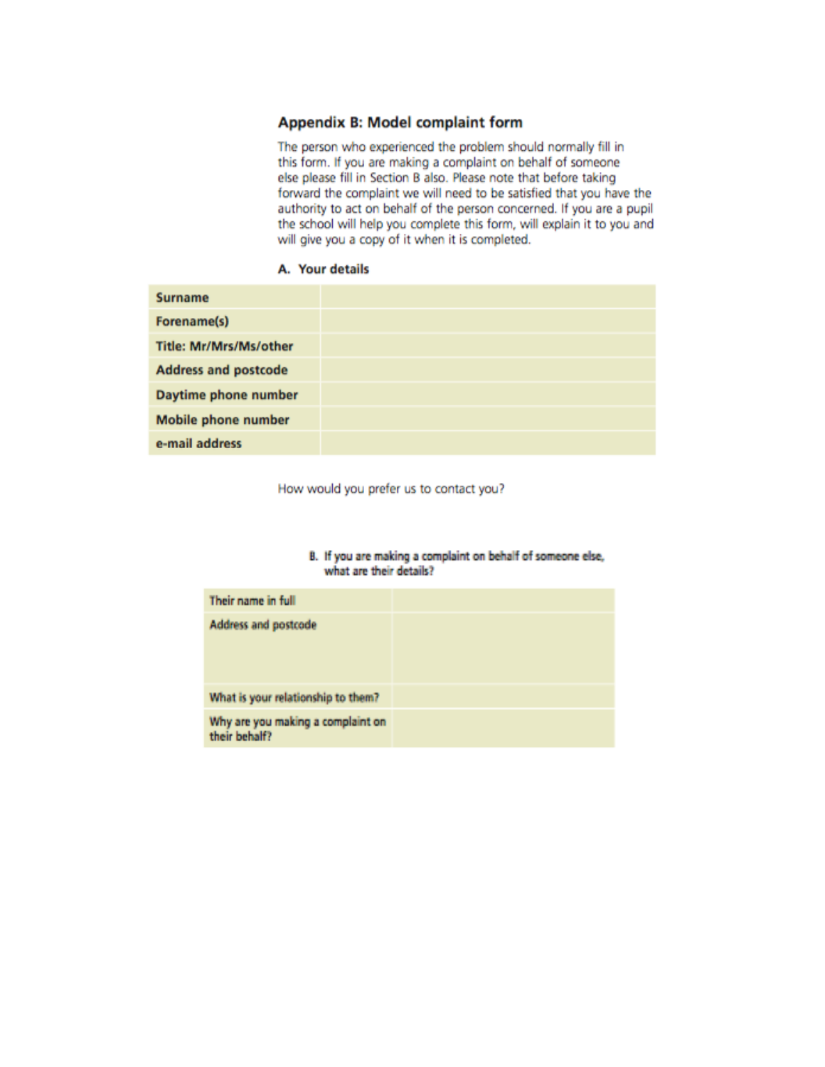## Appendix B: Model complaint form

The person who experienced the problem should normally fill in this form. If you are making a complaint on behalf of someone else please fill in Section B also. Please note that before taking forward the complaint we will need to be satisfied that you have the authority to act on behalf of the person concerned. If you are a pupil the school will help you complete this form, will explain it to you and will give you a copy of it when it is completed.

### A. Your details

| | |
|---|---|
| **Surname** | |
| **Forename(s)** | |
| **Title: Mr/Mrs/Ms/other** | |
| **Address and postcode** | |
| **Daytime phone number** | |
| **Mobile phone number** | |
| **e-mail address** | |

How would you prefer us to contact you?

### B. If you are making a complaint on behalf of someone else, what are their details?

| | |
|---|---|
| Their name in full | |
| Address and postcode | |
| What is your relationship to them? | |
| Why are you making a complaint on their behalf? | |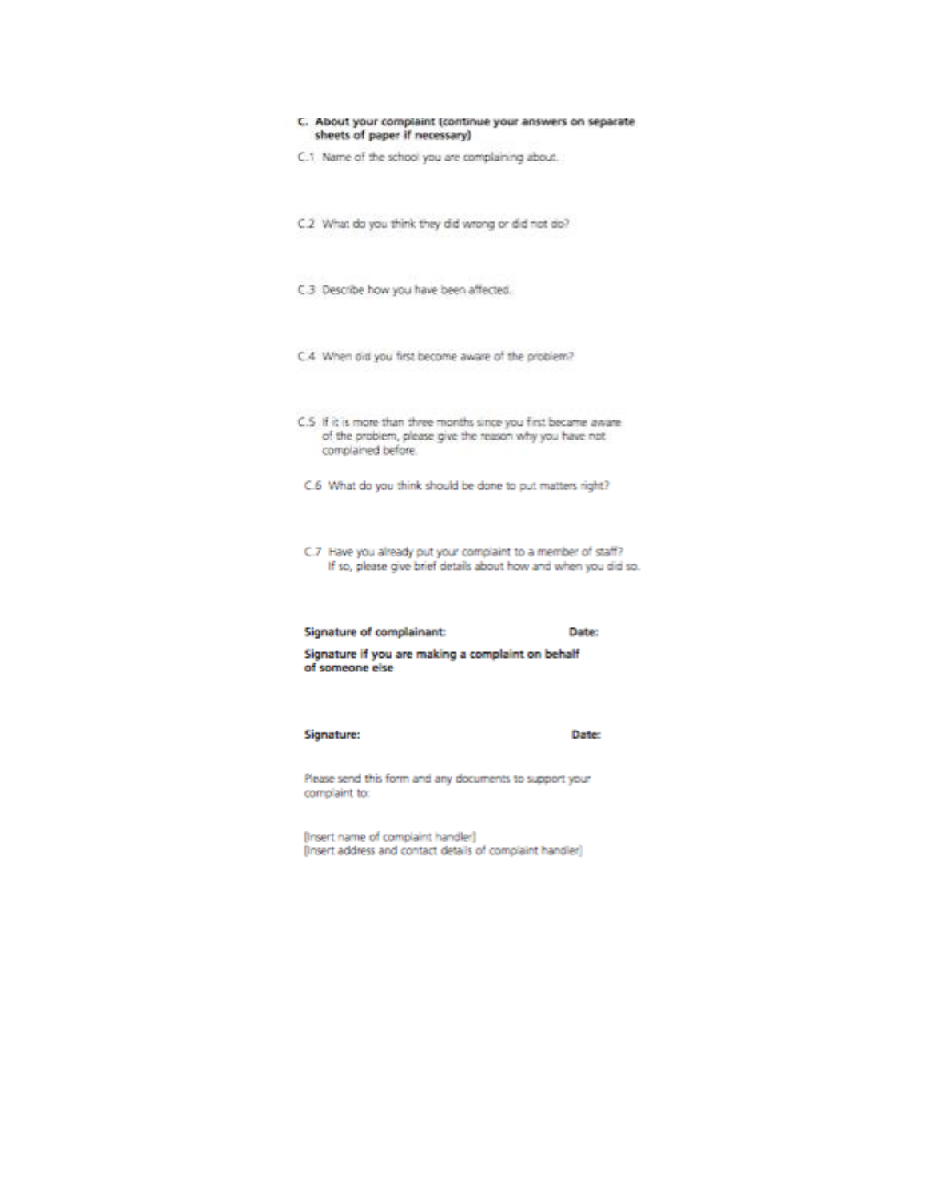**C. About your complaint (continue your answers on separate sheets of paper if necessary)**

C.1 Name of the school you are complaining about.

C.2 What do you think they did wrong or did not do?

C.3 Describe how you have been affected.

C.4 When did you first become aware of the problem?

C.5 If it is more than three months since you first became aware of the problem, please give the reason why you have not complained before.

C.6 What do you think should be done to put matters right?

C.7 Have you already put your complaint to a member of staff? If so, please give brief details about how and when you did so.

**Signature of complainant:** **Date:**

**Signature if you are making a complaint on behalf of someone else**

**Signature:** **Date:**

Please send this form and any documents to support your complaint to:

[Insert name of complaint handler]
[Insert address and contact details of complaint handler]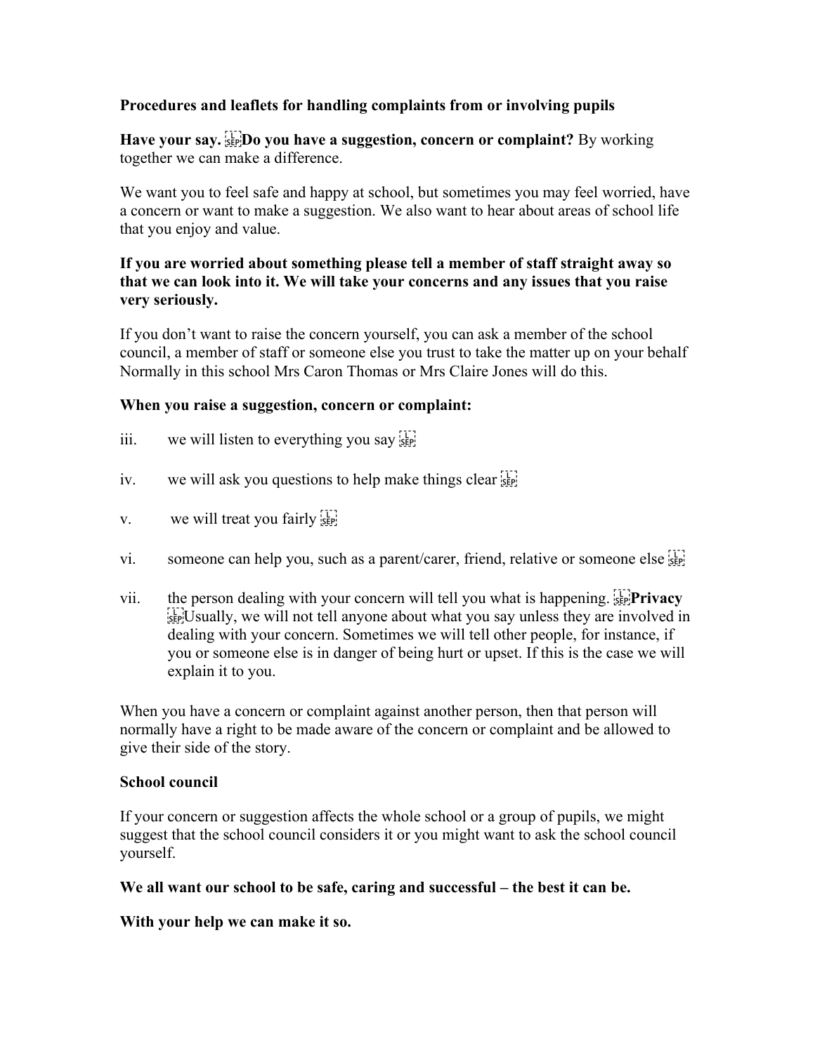**Procedures and leaflets for handling complaints from or involving pupils**

**Have your say.** **Do you have a suggestion, concern or complaint?** By working together we can make a difference.

We want you to feel safe and happy at school, but sometimes you may feel worried, have a concern or want to make a suggestion. We also want to hear about areas of school life that you enjoy and value.

**If you are worried about something please tell a member of staff straight away so that we can look into it. We will take your concerns and any issues that you raise very seriously.**

If you don't want to raise the concern yourself, you can ask a member of the school council, a member of staff or someone else you trust to take the matter up on your behalf Normally in this school Mrs Caron Thomas or Mrs Claire Jones will do this.

**When you raise a suggestion, concern or complaint:**

iii. we will listen to everything you say

iv. we will ask you questions to help make things clear

v. we will treat you fairly

vi. someone can help you, such as a parent/carer, friend, relative or someone else

vii. the person dealing with your concern will tell you what is happening. **Privacy** Usually, we will not tell anyone about what you say unless they are involved in dealing with your concern. Sometimes we will tell other people, for instance, if you or someone else is in danger of being hurt or upset. If this is the case we will explain it to you.

When you have a concern or complaint against another person, then that person will normally have a right to be made aware of the concern or complaint and be allowed to give their side of the story.

**School council**

If your concern or suggestion affects the whole school or a group of pupils, we might suggest that the school council considers it or you might want to ask the school council yourself.

**We all want our school to be safe, caring and successful – the best it can be.**

**With your help we can make it so.**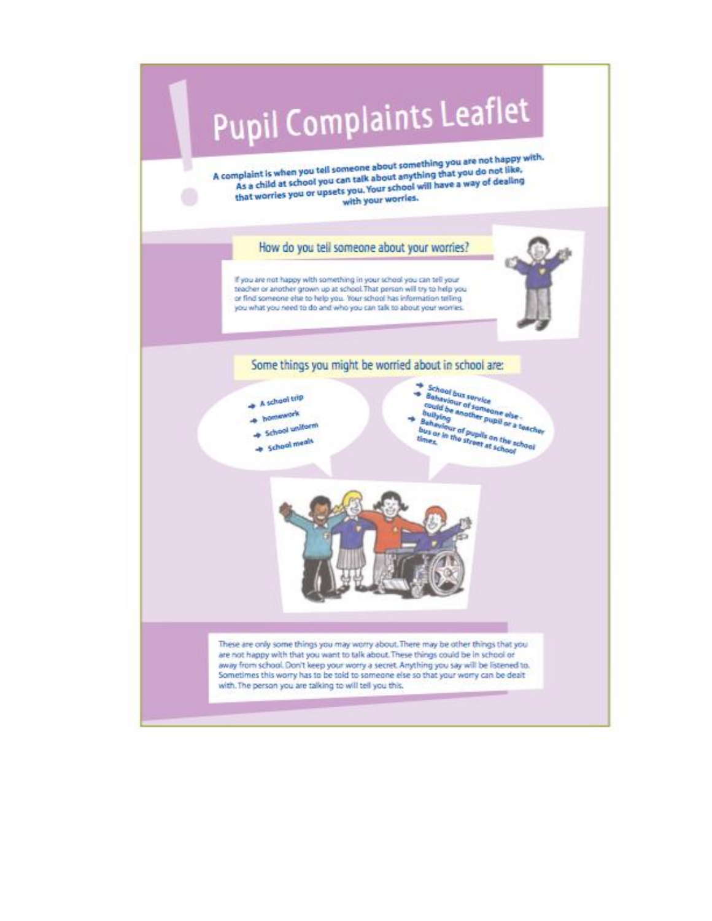# Pupil Complaints Leaflet

**A complaint is when you tell someone about something you are not happy with. As a child at school you can talk about anything that you do not like, that worries you or upsets you. Your school will have a way of dealing with your worries.**

## How do you tell someone about your worries?

If you are not happy with something in your school you can tell your teacher or another grown up at school. That person will try to help you or find someone else to help you. Your school has information telling you what you need to do and who you can talk to about your worries.

## Some things you might be worried about in school are:

- A school trip
- homework
- School uniform
- School meals
- School bus service
- Behaviour of someone else - could be another pupil or a teacher bullying
- Behaviour of pupils on the school bus or in the street at school times.

These are only some things you may worry about. There may be other things that you are not happy with that you want to talk about. These things could be in school or away from school. Don't keep your worry a secret. Anything you say will be listened to. Sometimes this worry has to be told to someone else so that your worry can be dealt with. The person you are talking to will tell you this.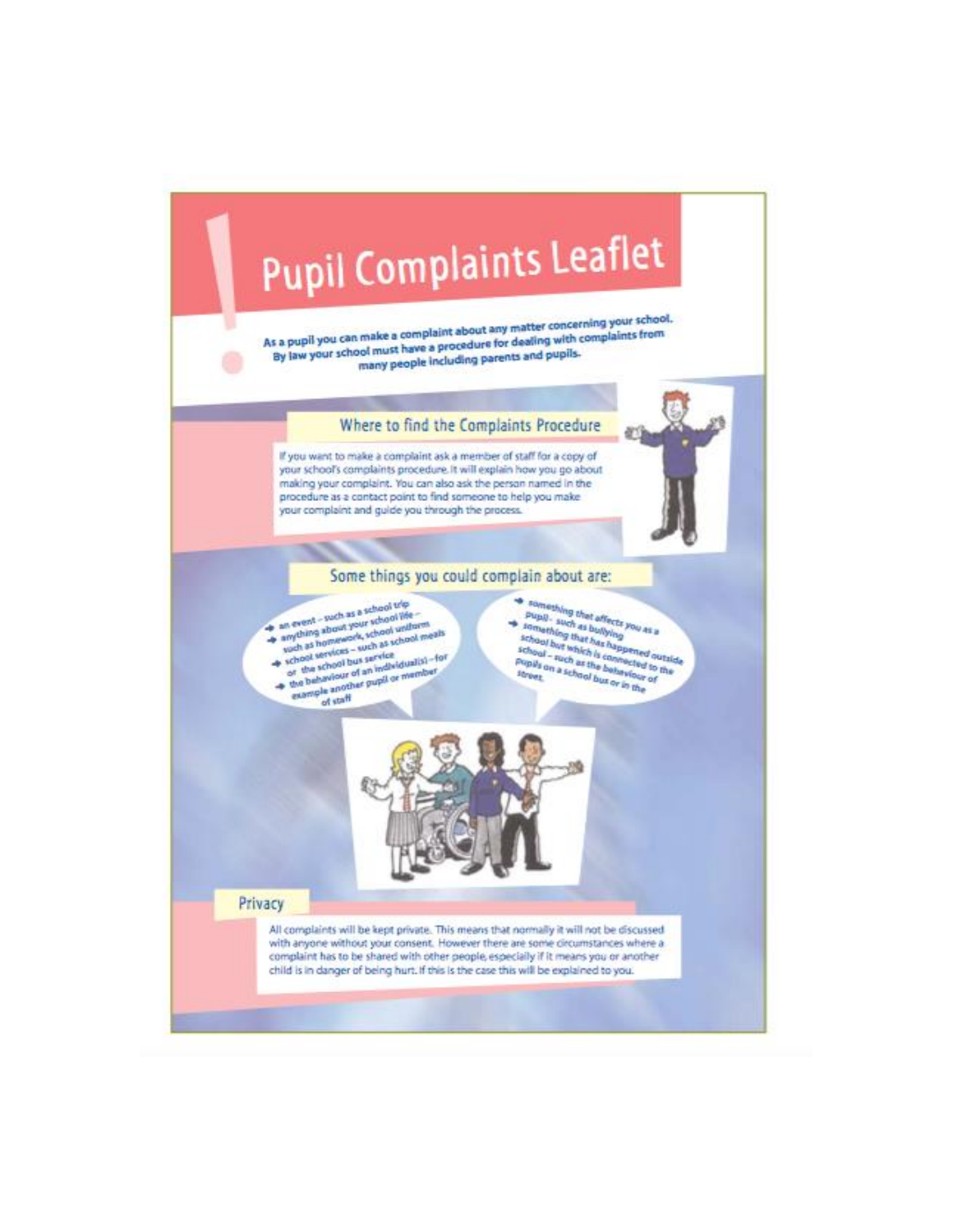# Pupil Complaints Leaflet

As a pupil you can make a complaint about any matter concerning your school. By law your school must have a procedure for dealing with complaints from many people including parents and pupils.

## Where to find the Complaints Procedure

If you want to make a complaint ask a member of staff for a copy of your school's complaints procedure. It will explain how you go about making your complaint. You can also ask the person named in the procedure as a contact point to find someone to help you make your complaint and guide you through the process.

## Some things you could complain about are:

- an event – such as a school trip
- anything about your school life – such as homework, school uniform
- school services – such as school meals or the school bus service
- the behaviour of an individual(s) – for example another pupil or member of staff
- something that affects you as a pupil – such as bullying
- something that has happened outside school but which is connected to the school – such as the behaviour of pupils on a school bus or in the street.

## Privacy

All complaints will be kept private. This means that normally it will not be discussed with anyone without your consent. However there are some circumstances where a complaint has to be shared with other people, especially if it means you or another child is in danger of being hurt. If this is the case this will be explained to you.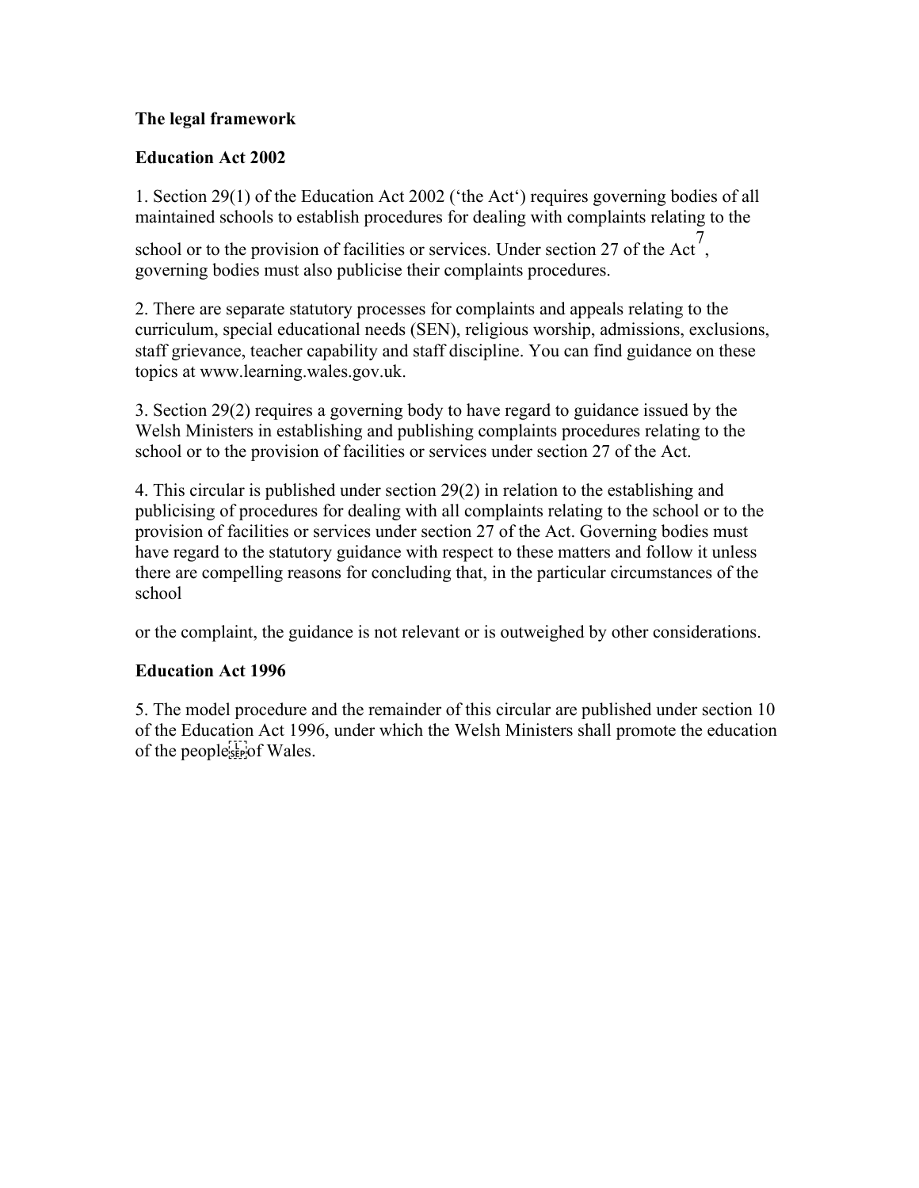## The legal framework

### Education Act 2002

1. Section 29(1) of the Education Act 2002 ('the Act') requires governing bodies of all maintained schools to establish procedures for dealing with complaints relating to the school or to the provision of facilities or services. Under section 27 of the Act[7], governing bodies must also publicise their complaints procedures.

2. There are separate statutory processes for complaints and appeals relating to the curriculum, special educational needs (SEN), religious worship, admissions, exclusions, staff grievance, teacher capability and staff discipline. You can find guidance on these topics at www.learning.wales.gov.uk.

3. Section 29(2) requires a governing body to have regard to guidance issued by the Welsh Ministers in establishing and publishing complaints procedures relating to the school or to the provision of facilities or services under section 27 of the Act.

4. This circular is published under section 29(2) in relation to the establishing and publicising of procedures for dealing with all complaints relating to the school or to the provision of facilities or services under section 27 of the Act. Governing bodies must have regard to the statutory guidance with respect to these matters and follow it unless there are compelling reasons for concluding that, in the particular circumstances of the school or the complaint, the guidance is not relevant or is outweighed by other considerations.

### Education Act 1996

5. The model procedure and the remainder of this circular are published under section 10 of the Education Act 1996, under which the Welsh Ministers shall promote the education of the people of Wales.